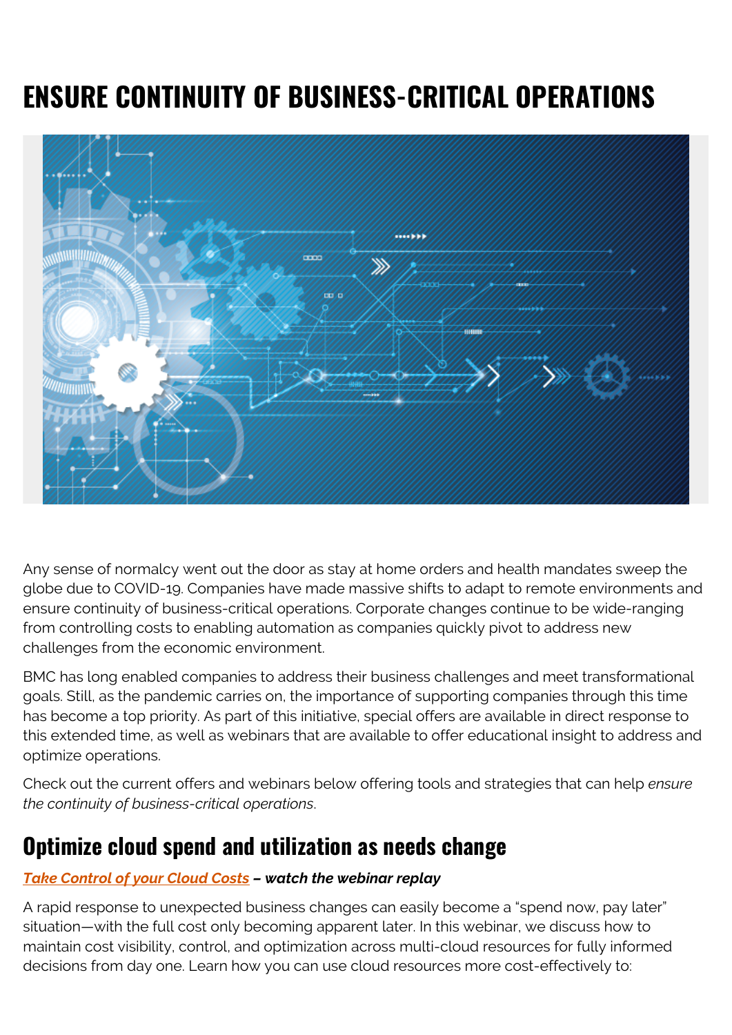# ENSURE CONTINUITY OF BUSINESS-CRITICAL OPERATIONS

Any sense of normalcy went out the door as stay at home orders and health mandates sweep the globe due to COVID-19. Companies have made massive shifts to adapt to remote environments and ensure continuity of business-critical operations. Corporate changes continue to be wide-ranging from controlling costs to enabling automation as companies quickly pivot to address new challenges from the economic environment.

BMC has long enabled companies to address their business challenges and meet transformational goals. Still, as the pandemic carries on, the importance of supporting companies through this time has become a top priority. As part of this initiative, special offers are available in direct response to this extended time, as well as webinars that are available to offer educational insight to address and optimize operations.

Check out the current offers and webinars below offering tools and strategies that can help *ensure the continuity of business-critical operations*.

## Optimize cloud spend and utilization as needs change

***Take Control of your Cloud Costs* – watch the webinar replay**

A rapid response to unexpected business changes can easily become a "spend now, pay later" situation—with the full cost only becoming apparent later. In this webinar, we discuss how to maintain cost visibility, control, and optimization across multi-cloud resources for fully informed decisions from day one. Learn how you can use cloud resources more cost-effectively to: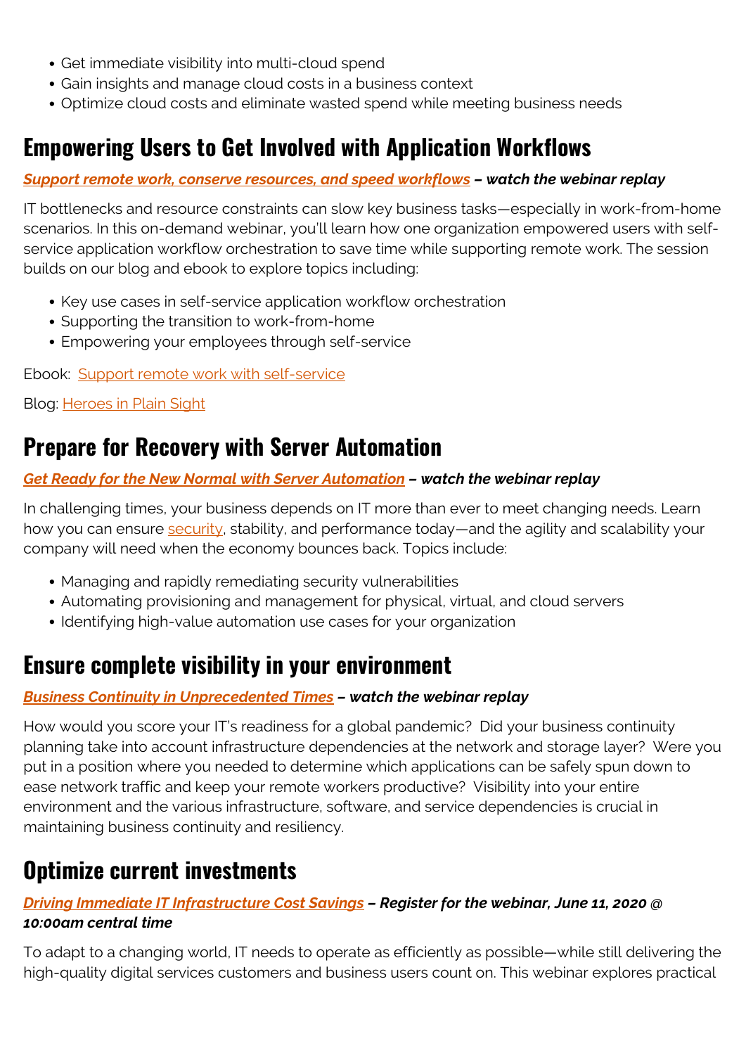- Get immediate visibility into multi-cloud spend
- Gain insights and manage cloud costs in a business context
- Optimize cloud costs and eliminate wasted spend while meeting business needs

## Empowering Users to Get Involved with Application Workflows

***Support remote work, conserve resources, and speed workflows* – watch the webinar replay**

IT bottlenecks and resource constraints can slow key business tasks—especially in work-from-home scenarios. In this on-demand webinar, you'll learn how one organization empowered users with self-service application workflow orchestration to save time while supporting remote work. The session builds on our blog and ebook to explore topics including:

- Key use cases in self-service application workflow orchestration
- Supporting the transition to work-from-home
- Empowering your employees through self-service

Ebook: Support remote work with self-service

Blog: Heroes in Plain Sight

## Prepare for Recovery with Server Automation

***Get Ready for the New Normal with Server Automation* – watch the webinar replay**

In challenging times, your business depends on IT more than ever to meet changing needs. Learn how you can ensure security, stability, and performance today—and the agility and scalability your company will need when the economy bounces back. Topics include:

- Managing and rapidly remediating security vulnerabilities
- Automating provisioning and management for physical, virtual, and cloud servers
- Identifying high-value automation use cases for your organization

## Ensure complete visibility in your environment

***Business Continuity in Unprecedented Times* – watch the webinar replay**

How would you score your IT's readiness for a global pandemic? Did your business continuity planning take into account infrastructure dependencies at the network and storage layer? Were you put in a position where you needed to determine which applications can be safely spun down to ease network traffic and keep your remote workers productive? Visibility into your entire environment and the various infrastructure, software, and service dependencies is crucial in maintaining business continuity and resiliency.

## Optimize current investments

***Driving Immediate IT Infrastructure Cost Savings* – Register for the webinar, June 11, 2020 @ 10:00am central time**

To adapt to a changing world, IT needs to operate as efficiently as possible—while still delivering the high-quality digital services customers and business users count on. This webinar explores practical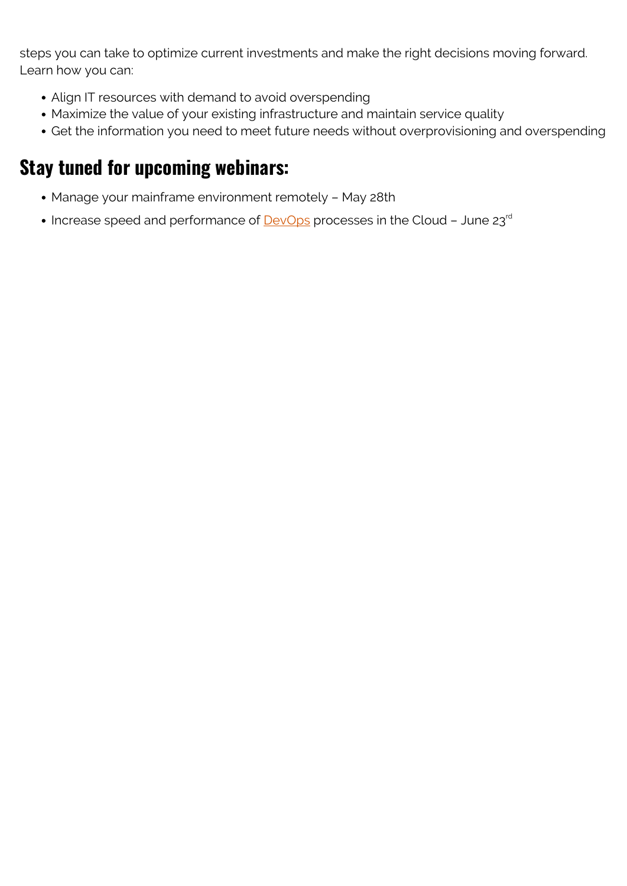steps you can take to optimize current investments and make the right decisions moving forward. Learn how you can:

- Align IT resources with demand to avoid overspending
- Maximize the value of your existing infrastructure and maintain service quality
- Get the information you need to meet future needs without overprovisioning and overspending

## Stay tuned for upcoming webinars:

- Manage your mainframe environment remotely – May 28th
- Increase speed and performance of DevOps processes in the Cloud – June 23rd